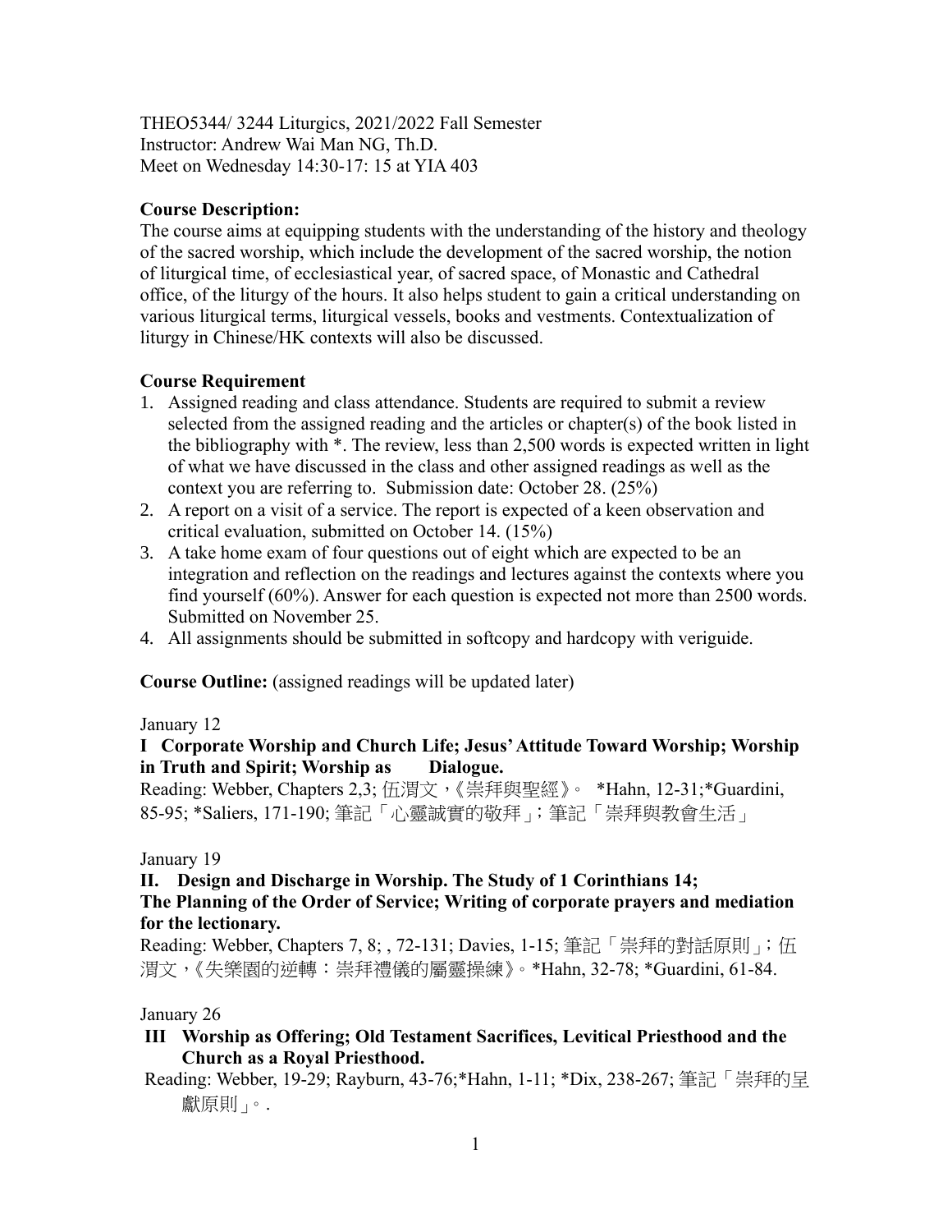THEO5344/ 3244 Liturgics, 2021/2022 Fall Semester
Instructor: Andrew Wai Man NG, Th.D.
Meet on Wednesday 14:30-17: 15 at YIA 403

**Course Description:**

The course aims at equipping students with the understanding of the history and theology of the sacred worship, which include the development of the sacred worship, the notion of liturgical time, of ecclesiastical year, of sacred space, of Monastic and Cathedral office, of the liturgy of the hours. It also helps student to gain a critical understanding on various liturgical terms, liturgical vessels, books and vestments. Contextualization of liturgy in Chinese/HK contexts will also be discussed.

**Course Requirement**

1. Assigned reading and class attendance. Students are required to submit a review selected from the assigned reading and the articles or chapter(s) of the book listed in the bibliography with *. The review, less than 2,500 words is expected written in light of what we have discussed in the class and other assigned readings as well as the context you are referring to. Submission date: October 28. (25%)
2. A report on a visit of a service. The report is expected of a keen observation and critical evaluation, submitted on October 14. (15%)
3. A take home exam of four questions out of eight which are expected to be an integration and reflection on the readings and lectures against the contexts where you find yourself (60%). Answer for each question is expected not more than 2500 words. Submitted on November 25.
4. All assignments should be submitted in softcopy and hardcopy with veriguide.

**Course Outline:** (assigned readings will be updated later)

January 12

**I Corporate Worship and Church Life; Jesus' Attitude Toward Worship; Worship in Truth and Spirit; Worship as Dialogue.**

Reading: Webber, Chapters 2,3; 伍渭文，《崇拜與聖經》。 *Hahn, 12-31;*Guardini, 85-95; *Saliers, 171-190; 筆記「心靈誠實的敬拜」; 筆記「崇拜與教會生活」

January 19

**II. Design and Discharge in Worship. The Study of 1 Corinthians 14; The Planning of the Order of Service; Writing of corporate prayers and mediation for the lectionary.**

Reading: Webber, Chapters 7, 8; , 72-131; Davies, 1-15; 筆記「崇拜的對話原則」; 伍渭文，《失樂園的逆轉：崇拜禮儀的屬靈操練》。*Hahn, 32-78; *Guardini, 61-84.

January 26

**III Worship as Offering; Old Testament Sacrifices, Levitical Priesthood and the Church as a Royal Priesthood.**

Reading: Webber, 19-29; Rayburn, 43-76;*Hahn, 1-11; *Dix, 238-267; 筆記「崇拜的呈獻原則」。.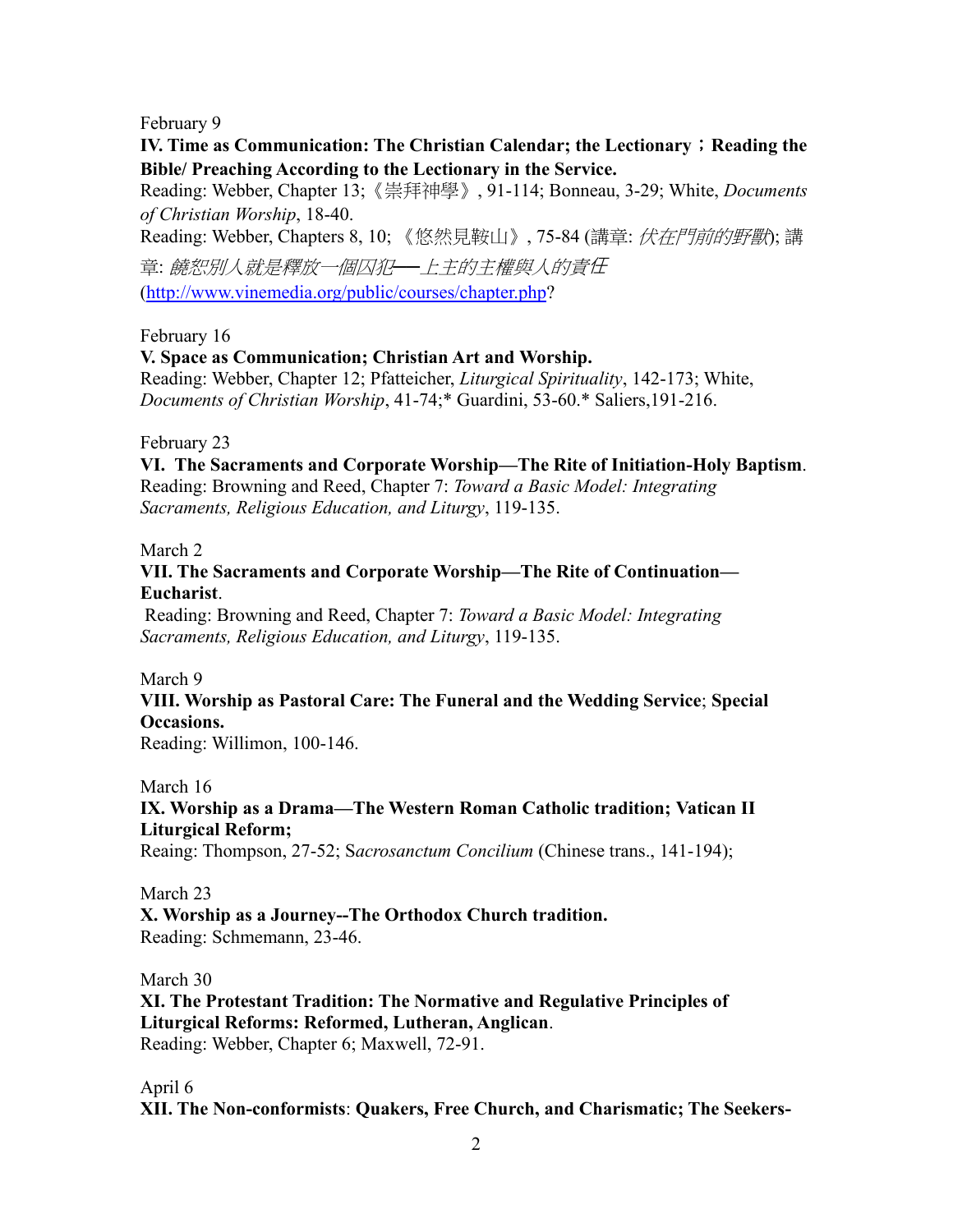February 9

**IV. Time as Communication: The Christian Calendar; the Lectionary；Reading the Bible/ Preaching According to the Lectionary in the Service.**

Reading: Webber, Chapter 13;《崇拜神學》, 91-114; Bonneau, 3-29; White, *Documents of Christian Worship*, 18-40.

Reading: Webber, Chapters 8, 10; 《悠然見鞍山》, 75-84 (講章: *伏在門前的野獸*); 講章: *饒恕別人就是釋放一個囚犯──上主的主權與人的責任* (http://www.vinemedia.org/public/courses/chapter.php?

February 16

**V. Space as Communication; Christian Art and Worship.**

Reading: Webber, Chapter 12; Pfatteicher, *Liturgical Spirituality*, 142-173; White, *Documents of Christian Worship*, 41-74;* Guardini, 53-60.* Saliers,191-216.

February 23

**VI. The Sacraments and Corporate Worship—The Rite of Initiation-Holy Baptism**.

Reading: Browning and Reed, Chapter 7: *Toward a Basic Model: Integrating Sacraments, Religious Education, and Liturgy*, 119-135.

March 2

**VII. The Sacraments and Corporate Worship—The Rite of Continuation—Eucharist**.

Reading: Browning and Reed, Chapter 7: *Toward a Basic Model: Integrating Sacraments, Religious Education, and Liturgy*, 119-135.

March 9

**VIII. Worship as Pastoral Care: The Funeral and the Wedding Service**; **Special Occasions.**

Reading: Willimon, 100-146.

March 16

**IX. Worship as a Drama—The Western Roman Catholic tradition; Vatican II Liturgical Reform;**

Reaing: Thompson, 27-52; S*acrosanctum Concilium* (Chinese trans., 141-194);

March 23

**X. Worship as a Journey--The Orthodox Church tradition.**

Reading: Schmemann, 23-46.

March 30

**XI. The Protestant Tradition: The Normative and Regulative Principles of Liturgical Reforms: Reformed, Lutheran, Anglican**.

Reading: Webber, Chapter 6; Maxwell, 72-91.

April 6

**XII. The Non-conformists**: **Quakers, Free Church, and Charismatic; The Seekers-**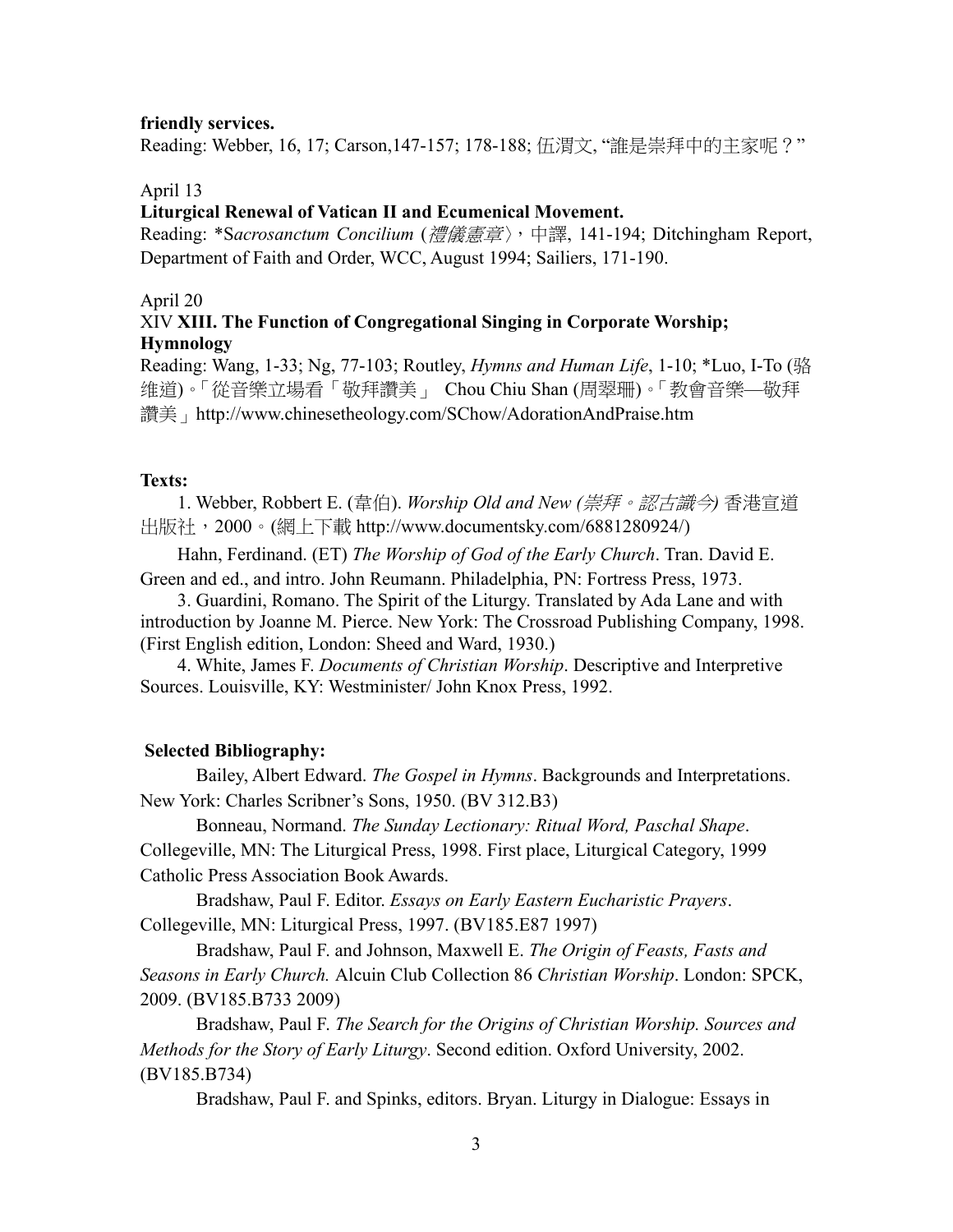**friendly services.**

Reading: Webber, 16, 17; Carson,147-157; 178-188; 伍渭文, "誰是崇拜中的主家呢？"

April 13

**Liturgical Renewal of Vatican II and Ecumenical Movement.**

Reading: *S*acrosanctum Concilium* (*禮儀憲章*〉，中譯, 141-194; Ditchingham Report, Department of Faith and Order, WCC, August 1994; Sailiers, 171-190.

April 20

XIV **XIII. The Function of Congregational Singing in Corporate Worship; Hymnology**

Reading: Wang, 1-33; Ng, 77-103; Routley, *Hymns and Human Life*, 1-10; *Luo, I-To (骆维道)。「從音樂立場看「敬拜讚美」 Chou Chiu Shan (周翠珊)。「教會音樂—敬拜讚美」http://www.chinesetheology.com/SChow/AdorationAndPraise.htm

**Texts:**

1. Webber, Robbert E. (韋伯). *Worship Old and New (崇拜。認古識今)* 香港宣道出版社，2000。(網上下載 http://www.documentsky.com/6881280924/)

Hahn, Ferdinand. (ET) *The Worship of God of the Early Church*. Tran. David E. Green and ed., and intro. John Reumann. Philadelphia, PN: Fortress Press, 1973.

3. Guardini, Romano. The Spirit of the Liturgy. Translated by Ada Lane and with introduction by Joanne M. Pierce. New York: The Crossroad Publishing Company, 1998. (First English edition, London: Sheed and Ward, 1930.)

4. White, James F. *Documents of Christian Worship*. Descriptive and Interpretive Sources. Louisville, KY: Westminister/ John Knox Press, 1992.

**Selected Bibliography:**

Bailey, Albert Edward. *The Gospel in Hymns*. Backgrounds and Interpretations. New York: Charles Scribner's Sons, 1950. (BV 312.B3)

Bonneau, Normand. *The Sunday Lectionary: Ritual Word, Paschal Shape*. Collegeville, MN: The Liturgical Press, 1998. First place, Liturgical Category, 1999 Catholic Press Association Book Awards.

Bradshaw, Paul F. Editor. *Essays on Early Eastern Eucharistic Prayers*. Collegeville, MN: Liturgical Press, 1997. (BV185.E87 1997)

Bradshaw, Paul F. and Johnson, Maxwell E. *The Origin of Feasts, Fasts and Seasons in Early Church.* Alcuin Club Collection 86 *Christian Worship*. London: SPCK, 2009. (BV185.B733 2009)

Bradshaw, Paul F. *The Search for the Origins of Christian Worship. Sources and Methods for the Story of Early Liturgy*. Second edition. Oxford University, 2002. (BV185.B734)

Bradshaw, Paul F. and Spinks, editors. Bryan. Liturgy in Dialogue: Essays in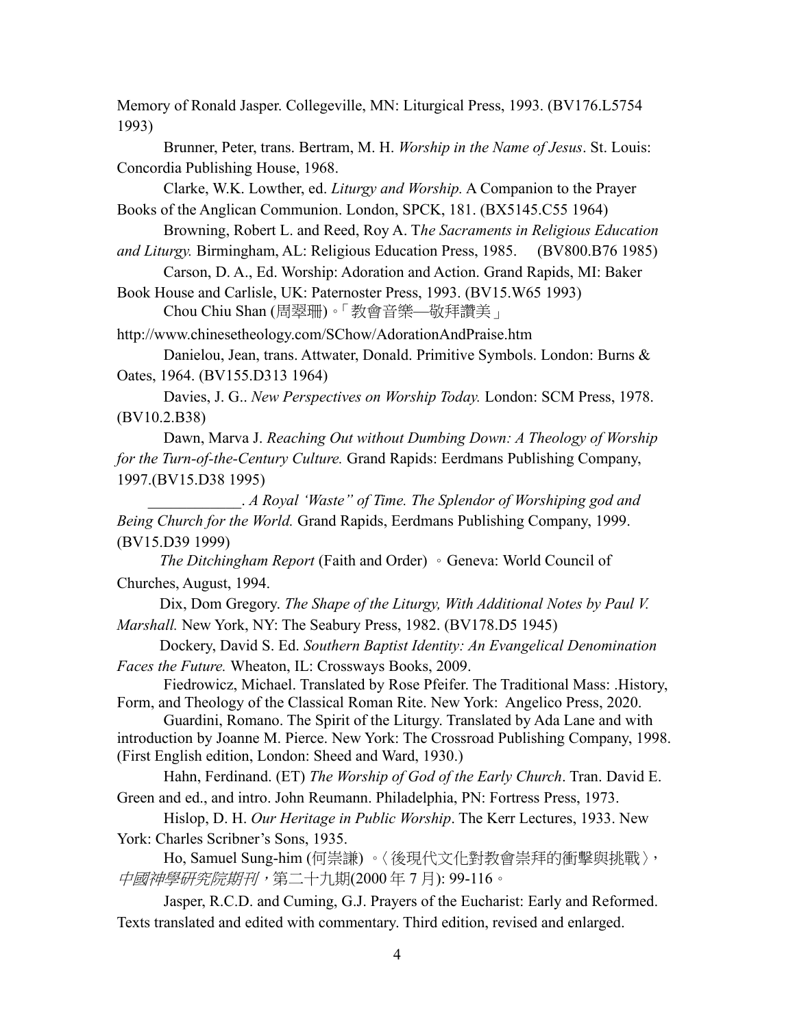Memory of Ronald Jasper. Collegeville, MN: Liturgical Press, 1993. (BV176.L5754 1993)

Brunner, Peter, trans. Bertram, M. H. *Worship in the Name of Jesus*. St. Louis: Concordia Publishing House, 1968.

Clarke, W.K. Lowther, ed. *Liturgy and Worship.* A Companion to the Prayer Books of the Anglican Communion. London, SPCK, 181. (BX5145.C55 1964)

Browning, Robert L. and Reed, Roy A. T*he Sacraments in Religious Education and Liturgy.* Birmingham, AL: Religious Education Press, 1985. (BV800.B76 1985)

Carson, D. A., Ed. Worship: Adoration and Action. Grand Rapids, MI: Baker Book House and Carlisle, UK: Paternoster Press, 1993. (BV15.W65 1993)

Chou Chiu Shan (周翠珊)。「教會音樂—敬拜讚美」
http://www.chinesetheology.com/SChow/AdorationAndPraise.htm

Danielou, Jean, trans. Attwater, Donald. Primitive Symbols. London: Burns & Oates, 1964. (BV155.D313 1964)

Davies, J. G.. *New Perspectives on Worship Today.* London: SCM Press, 1978. (BV10.2.B38)

Dawn, Marva J. *Reaching Out without Dumbing Down: A Theology of Worship for the Turn-of-the-Century Culture.* Grand Rapids: Eerdmans Publishing Company, 1997.(BV15.D38 1995)

____________. *A Royal 'Waste" of Time. The Splendor of Worshiping god and Being Church for the World.* Grand Rapids, Eerdmans Publishing Company, 1999. (BV15.D39 1999)

*The Ditchingham Report* (Faith and Order) 。Geneva: World Council of Churches, August, 1994.

Dix, Dom Gregory. *The Shape of the Liturgy, With Additional Notes by Paul V. Marshall.* New York, NY: The Seabury Press, 1982. (BV178.D5 1945)

Dockery, David S. Ed. *Southern Baptist Identity: An Evangelical Denomination Faces the Future.* Wheaton, IL: Crossways Books, 2009.

Fiedrowicz, Michael. Translated by Rose Pfeifer. The Traditional Mass: .History, Form, and Theology of the Classical Roman Rite. New York: Angelico Press, 2020.

Guardini, Romano. The Spirit of the Liturgy. Translated by Ada Lane and with introduction by Joanne M. Pierce. New York: The Crossroad Publishing Company, 1998. (First English edition, London: Sheed and Ward, 1930.)

Hahn, Ferdinand. (ET) *The Worship of God of the Early Church*. Tran. David E. Green and ed., and intro. John Reumann. Philadelphia, PN: Fortress Press, 1973.

Hislop, D. H. *Our Heritage in Public Worship*. The Kerr Lectures, 1933. New York: Charles Scribner's Sons, 1935.

Ho, Samuel Sung-him (何崇謙) 。〈後現代文化對教會崇拜的衝擊與挑戰〉，*中國神學研究院期刊*，第二十九期(2000 年 7 月): 99-116。

Jasper, R.C.D. and Cuming, G.J. Prayers of the Eucharist: Early and Reformed. Texts translated and edited with commentary. Third edition, revised and enlarged.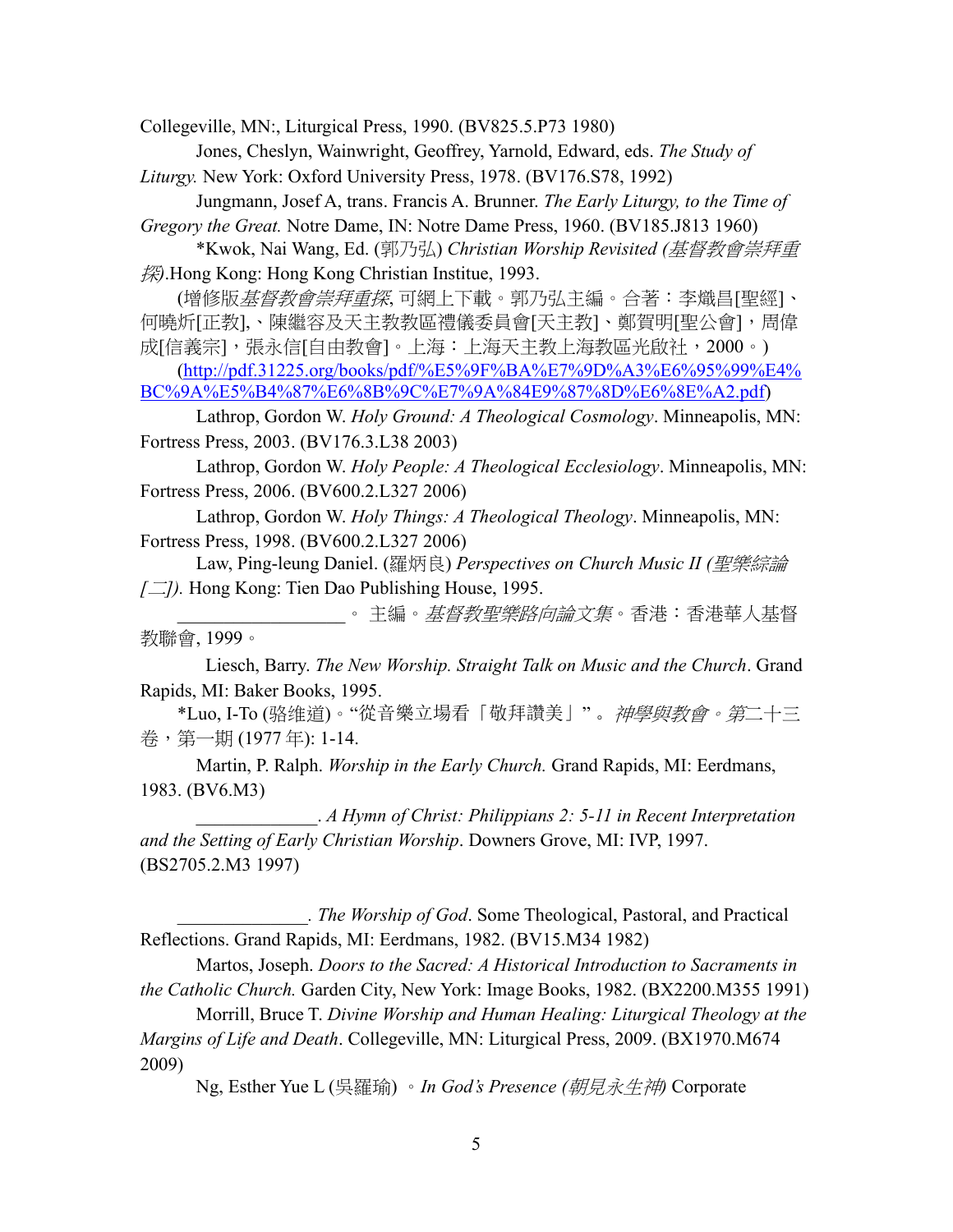Collegeville, MN:, Liturgical Press, 1990. (BV825.5.P73 1980)

Jones, Cheslyn, Wainwright, Geoffrey, Yarnold, Edward, eds. *The Study of Liturgy.* New York: Oxford University Press, 1978. (BV176.S78, 1992)

Jungmann, Josef A, trans. Francis A. Brunner. *The Early Liturgy, to the Time of Gregory the Great.* Notre Dame, IN: Notre Dame Press, 1960. (BV185.J813 1960)

*Kwok, Nai Wang, Ed. (郭乃弘) *Christian Worship Revisited (基督教會崇拜重探)*.Hong Kong: Hong Kong Christian Institue, 1993.

(增修版*基督教會崇拜重探*, 可網上下載。郭乃弘主編。合著：李熾昌[聖經]、何曉炘[正教],、陳繼容及天主教教區禮儀委員會[天主教]、鄭賀明[聖公會]，周偉成[信義宗]，張永信[自由教會]。上海：上海天主教上海教區光啟社，2000。)

(http://pdf.31225.org/books/pdf/%E5%9F%BA%E7%9D%A3%E6%95%99%E4%BC%9A%E5%B4%87%E6%8B%9C%E7%9A%84E9%87%8D%E6%8E%A2.pdf)

Lathrop, Gordon W. *Holy Ground: A Theological Cosmology*. Minneapolis, MN: Fortress Press, 2003. (BV176.3.L38 2003)

Lathrop, Gordon W. *Holy People: A Theological Ecclesiology*. Minneapolis, MN: Fortress Press, 2006. (BV600.2.L327 2006)

Lathrop, Gordon W. *Holy Things: A Theological Theology*. Minneapolis, MN: Fortress Press, 1998. (BV600.2.L327 2006)

Law, Ping-leung Daniel. (羅炳良) *Perspectives on Church Music II (聖樂綜論[二]).* Hong Kong: Tien Dao Publishing House, 1995.

__________________。主編。*基督教聖樂路向論文集*。香港：香港華人基督教聯會, 1999。

Liesch, Barry. *The New Worship. Straight Talk on Music and the Church*. Grand Rapids, MI: Baker Books, 1995.

*Luo, I-To (骆维道)。"從音樂立場看「敬拜讚美」"。*神學與教會。第二十三卷*，第一期 (1977 年): 1-14.

Martin, P. Ralph. *Worship in the Early Church.* Grand Rapids, MI: Eerdmans, 1983. (BV6.M3)

_____________. *A Hymn of Christ: Philippians 2: 5-11 in Recent Interpretation and the Setting of Early Christian Worship*. Downers Grove, MI: IVP, 1997. (BS2705.2.M3 1997)

______________. *The Worship of God*. Some Theological, Pastoral, and Practical Reflections. Grand Rapids, MI: Eerdmans, 1982. (BV15.M34 1982)

Martos, Joseph. *Doors to the Sacred: A Historical Introduction to Sacraments in the Catholic Church.* Garden City, New York: Image Books, 1982. (BX2200.M355 1991)

Morrill, Bruce T. *Divine Worship and Human Healing: Liturgical Theology at the Margins of Life and Death*. Collegeville, MN: Liturgical Press, 2009. (BX1970.M674 2009)

Ng, Esther Yue L (吳羅瑜) 。*In God's Presence (朝見永生神)* Corporate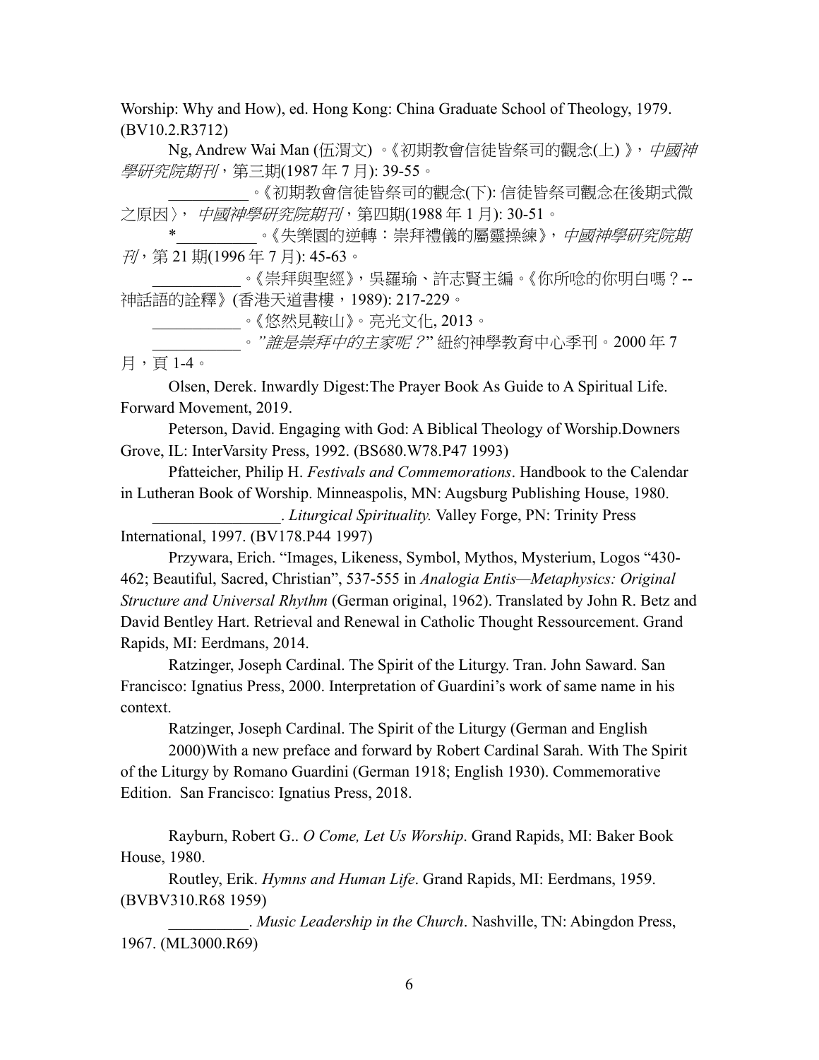Worship: Why and How), ed. Hong Kong: China Graduate School of Theology, 1979. (BV10.2.R3712)

Ng, Andrew Wai Man (伍渭文) 。《初期教會信徒皆祭司的觀念(上) 》，*中國神學研究院期刊*，第三期(1987 年 7 月): 39-55。

__________。《初期教會信徒皆祭司的觀念(下): 信徒皆祭司觀念在後期式微之原因〉， *中國神學研究院期刊*，第四期(1988 年 1 月): 30-51。

*__________。《失樂園的逆轉：崇拜禮儀的屬靈操練》，*中國神學研究院期刊*，第 21 期(1996 年 7 月): 45-63。

___________。《崇拜與聖經》，吳羅瑜、許志賢主編。《你所唸的你明白嗎？-- 神話語的詮釋》(香港天道書樓，1989): 217-229。

___________。《悠然見鞍山》。亮光文化, 2013。

___________。*"誰是崇拜中的主家呢？"* 紐約神學教育中心季刊。2000 年 7 月，頁 1-4。

Olsen, Derek. Inwardly Digest:The Prayer Book As Guide to A Spiritual Life. Forward Movement, 2019.

Peterson, David. Engaging with God: A Biblical Theology of Worship.Downers Grove, IL: InterVarsity Press, 1992. (BS680.W78.P47 1993)

Pfatteicher, Philip H. *Festivals and Commemorations*. Handbook to the Calendar in Lutheran Book of Worship. Minneaspolis, MN: Augsburg Publishing House, 1980.

________________. *Liturgical Spirituality.* Valley Forge, PN: Trinity Press International, 1997. (BV178.P44 1997)

Przywara, Erich. "Images, Likeness, Symbol, Mythos, Mysterium, Logos "430-462; Beautiful, Sacred, Christian", 537-555 in *Analogia Entis—Metaphysics: Original Structure and Universal Rhythm* (German original, 1962). Translated by John R. Betz and David Bentley Hart. Retrieval and Renewal in Catholic Thought Ressourcement. Grand Rapids, MI: Eerdmans, 2014.

Ratzinger, Joseph Cardinal. The Spirit of the Liturgy. Tran. John Saward. San Francisco: Ignatius Press, 2000. Interpretation of Guardini's work of same name in his context.

Ratzinger, Joseph Cardinal. The Spirit of the Liturgy (German and English 2000)With a new preface and forward by Robert Cardinal Sarah. With The Spirit of the Liturgy by Romano Guardini (German 1918; English 1930). Commemorative Edition. San Francisco: Ignatius Press, 2018.

Rayburn, Robert G.. *O Come, Let Us Worship*. Grand Rapids, MI: Baker Book House, 1980.

Routley, Erik. *Hymns and Human Life*. Grand Rapids, MI: Eerdmans, 1959. (BVBV310.R68 1959)

__________. *Music Leadership in the Church*. Nashville, TN: Abingdon Press, 1967. (ML3000.R69)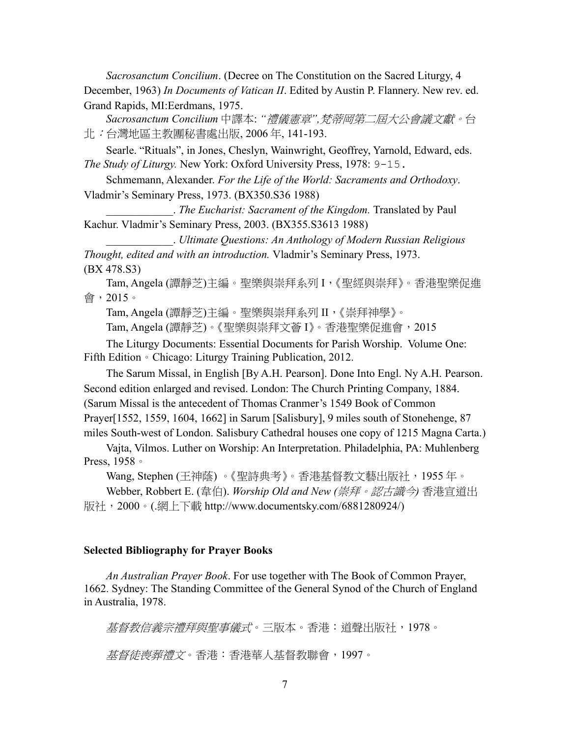*Sacrosanctum Concilium*. (Decree on The Constitution on the Sacred Liturgy, 4 December, 1963) *In Documents of Vatican II*. Edited by Austin P. Flannery. New rev. ed. Grand Rapids, MI:Eerdmans, 1975.

*Sacrosanctum Concilium* 中譯本: *"禮儀憲章",梵蒂岡第二屆大公會議文獻。台北：*台灣地區主教團秘書處出版, 2006 年, 141-193.

Searle. "Rituals", in Jones, Cheslyn, Wainwright, Geoffrey, Yarnold, Edward, eds. *The Study of Liturgy.* New York: Oxford University Press, 1978: 9-15.

Schmemann, Alexander. *For the Life of the World: Sacraments and Orthodoxy*. Vladmir's Seminary Press, 1973. (BX350.S36 1988)

____________. *The Eucharist: Sacrament of the Kingdom.* Translated by Paul Kachur. Vladmir's Seminary Press, 2003. (BX355.S3613 1988)

____________. *Ultimate Questions: An Anthology of Modern Russian Religious Thought, edited and with an introduction.* Vladmir's Seminary Press, 1973. (BX 478.S3)

Tam, Angela (譚靜芝)主編。聖樂與崇拜系列 I，《聖經與崇拜》。香港聖樂促進會，2015。

Tam, Angela (譚靜芝)主編。聖樂與崇拜系列 II，《崇拜神學》。

Tam, Angela (譚靜芝)。《聖樂與崇拜文薈 I》。香港聖樂促進會，2015

The Liturgy Documents: Essential Documents for Parish Worship. Volume One: Fifth Edition。Chicago: Liturgy Training Publication, 2012.

The Sarum Missal, in English [By A.H. Pearson]. Done Into Engl. Ny A.H. Pearson. Second edition enlarged and revised. London: The Church Printing Company, 1884. (Sarum Missal is the antecedent of Thomas Cranmer's 1549 Book of Common Prayer[1552, 1559, 1604, 1662] in Sarum [Salisbury], 9 miles south of Stonehenge, 87 miles South-west of London. Salisbury Cathedral houses one copy of 1215 Magna Carta.)

Vajta, Vilmos. Luther on Worship: An Interpretation. Philadelphia, PA: Muhlenberg Press, 1958。

Wang, Stephen (王神蔭) 。《聖詩典考》。香港基督教文藝出版社，1955 年。

Webber, Robbert E. (韋伯). *Worship Old and New (崇拜。認古識今)* 香港宣道出版社，2000。(.網上下載 http://www.documentsky.com/6881280924/)

**Selected Bibliography for Prayer Books**

*An Australian Prayer Book*. For use together with The Book of Common Prayer, 1662. Sydney: The Standing Committee of the General Synod of the Church of England in Australia, 1978.

*基督教信義宗禮拜與聖事儀式*。三版本。香港：道聲出版社，1978。

*基督徒喪葬禮文*。香港：香港華人基督教聯會，1997。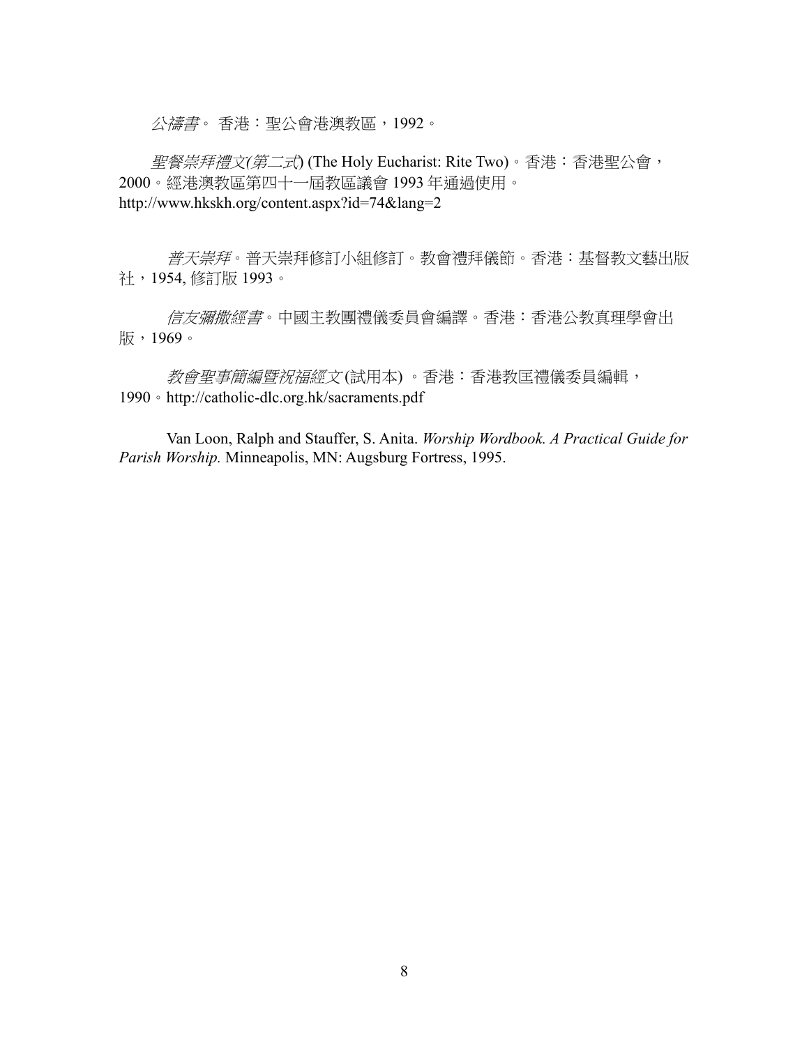*公禱書*。 香港：聖公會港澳教區，1992。

*聖餐崇拜禮文(第二式*) (The Holy Eucharist: Rite Two)。香港：香港聖公會，2000。經港澳教區第四十一屆教區議會 1993 年通過使用。http://www.hkskh.org/content.aspx?id=74&lang=2

*普天崇拜*。普天崇拜修訂小組修訂。教會禮拜儀節。香港：基督教文藝出版社，1954, 修訂版 1993。

*信友彌撒經書*。中國主教團禮儀委員會編譯。香港：香港公教真理學會出版，1969。

*教會聖事簡編暨祝福經文* (試用本) 。香港：香港教區禮儀委員編輯，1990。http://catholic-dlc.org.hk/sacraments.pdf

Van Loon, Ralph and Stauffer, S. Anita. *Worship Wordbook. A Practical Guide for Parish Worship.* Minneapolis, MN: Augsburg Fortress, 1995.